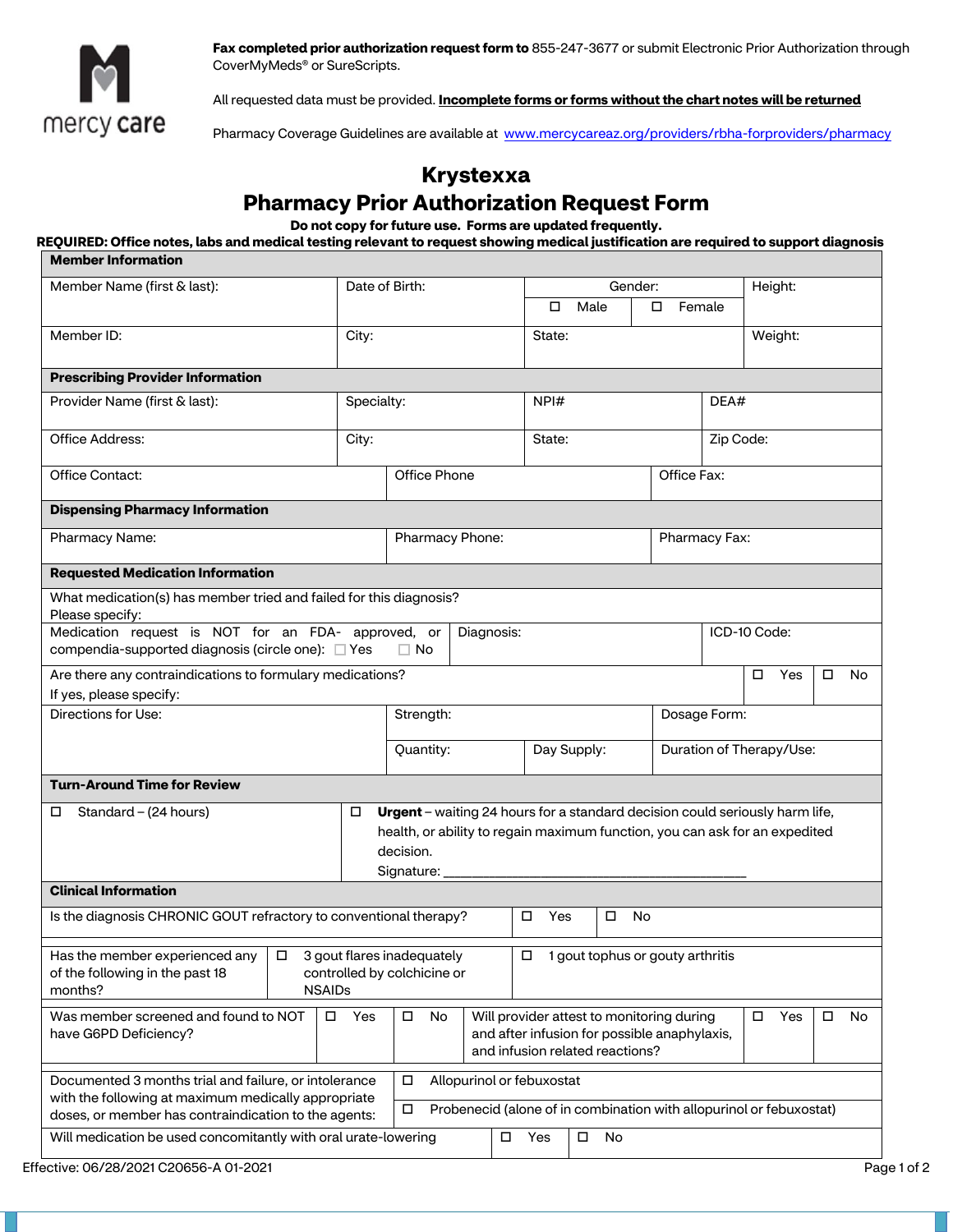mercy care

**Fax completed prior authorization request form to** 855-247-3677 or submit Electronic Prior Authorization through CoverMyMeds® or SureScripts.

All requested data must be provided. **Incomplete forms or forms without the chart notes will be returned**

Pharmacy Coverage Guidelines are available at www.mercycareaz.org/providers/rbha-forproviders/pharmacy

# Krystexxa
# Pharmacy Prior Authorization Request Form

**Do not copy for future use. Forms are updated frequently.**

**REQUIRED: Office notes, labs and medical testing relevant to request showing medical justification are required to support diagnosis**

## Member Information

| Member Name (first & last): | Date of Birth: | Gender: ☐ Male ☐ Female | Height: |
|---|---|---|---|
| Member ID: | City: | State: | Weight: |

## Prescribing Provider Information

| Provider Name (first & last): | Specialty: | NPI# | DEA# |
|---|---|---|---|
| Office Address: | City: | State: | Zip Code: |
| Office Contact: | Office Phone | Office Fax: | |

## Dispensing Pharmacy Information

| Pharmacy Name: | Pharmacy Phone: | Pharmacy Fax: |
|---|---|---|

## Requested Medication Information

What medication(s) has member tried and failed for this diagnosis?
Please specify:

| Medication request is NOT for an FDA- approved, or compendia-supported diagnosis (circle one): ☐ Yes ☐ No | Diagnosis: | ICD-10 Code: |
|---|---|---|

| Are there any contraindications to formulary medications? If yes, please specify: | ☐ Yes | ☐ No |
|---|---|---|

| Directions for Use: | Strength: | | Dosage Form: |
|---|---|---|---|
| | Quantity: | Day Supply: | Duration of Therapy/Use: |

## Turn-Around Time for Review

| ☐ Standard – (24 hours) | ☐ **Urgent** – waiting 24 hours for a standard decision could seriously harm life, health, or ability to regain maximum function, you can ask for an expedited decision. Signature: ______________________________ |
|---|---|

## Clinical Information

| Is the diagnosis CHRONIC GOUT refractory to conventional therapy? | ☐ Yes | ☐ No |
|---|---|---|

| Has the member experienced any of the following in the past 18 months? | ☐ 3 gout flares inadequately controlled by colchicine or NSAIDs | ☐ 1 gout tophus or gouty arthritis |
|---|---|---|

| Was member screened and found to NOT have G6PD Deficiency? | ☐ Yes | ☐ No | Will provider attest to monitoring during and after infusion for possible anaphylaxis, and infusion related reactions? | ☐ Yes | ☐ No |
|---|---|---|---|---|---|

| Documented 3 months trial and failure, or intolerance with the following at maximum medically appropriate doses, or member has contraindication to the agents: | ☐ Allopurinol or febuxostat |
|---|---|
| | ☐ Probenecid (alone of in combination with allopurinol or febuxostat) |

| Will medication be used concomitantly with oral urate-lowering | ☐ Yes | ☐ No |
|---|---|---|

Effective: 06/28/2021 C20656-A 01-2021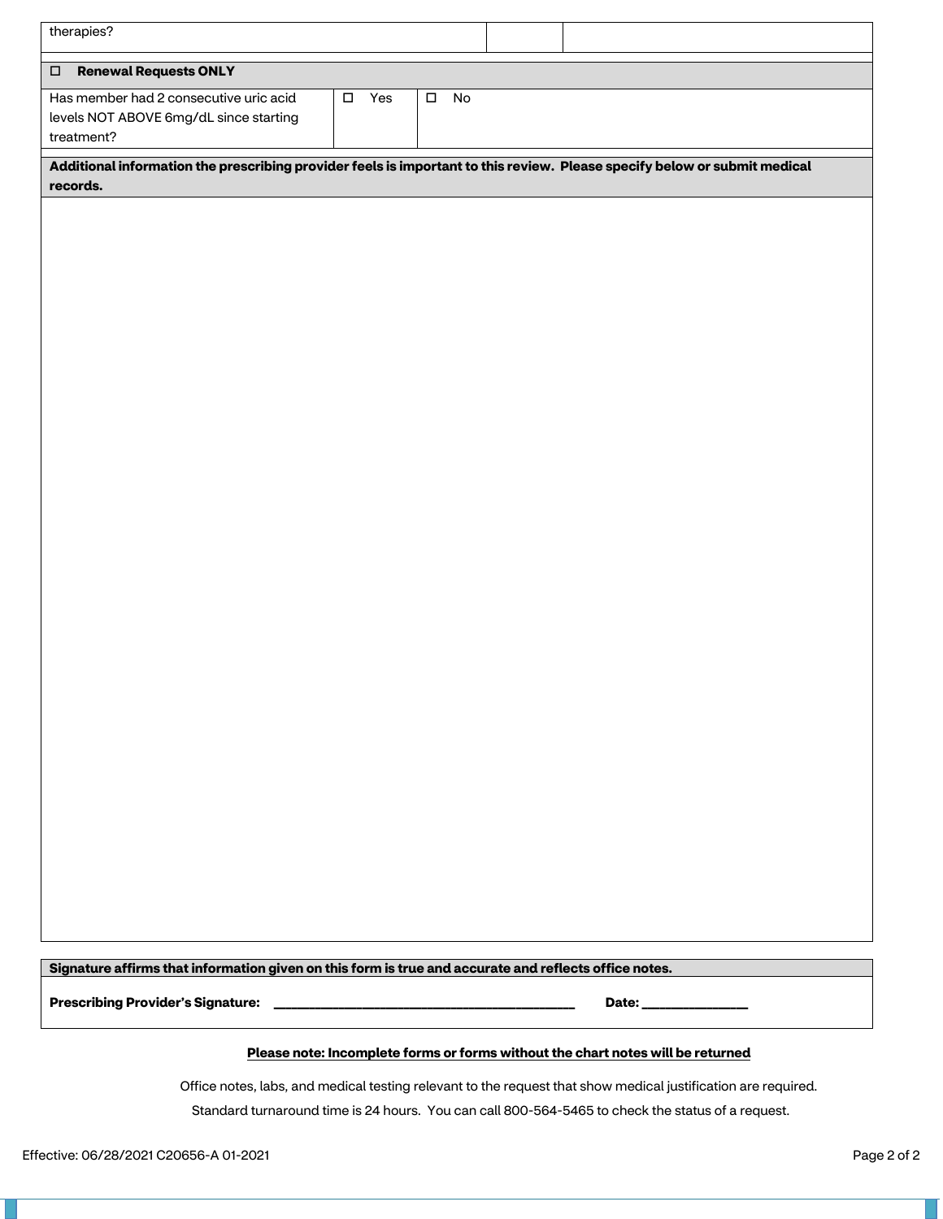| | | |
|---|---|---|
| therapies? | | |

| ☐ **Renewal Requests ONLY** | | |
|---|---|---|
| Has member had 2 consecutive uric acid levels NOT ABOVE 6mg/dL since starting treatment? | ☐ Yes | ☐ No |

| **Additional information the prescribing provider feels is important to this review. Please specify below or submit medical records.** |
|---|
| |

| **Signature affirms that information given on this form is true and accurate and reflects office notes.** |
|---|
| **Prescribing Provider's Signature:** ______________________________ **Date:** ____________ |

**Please note: Incomplete forms or forms without the chart notes will be returned**

Office notes, labs, and medical testing relevant to the request that show medical justification are required.

Standard turnaround time is 24 hours. You can call 800-564-5465 to check the status of a request.

Effective: 06/28/2021 C20656-A 01-2021